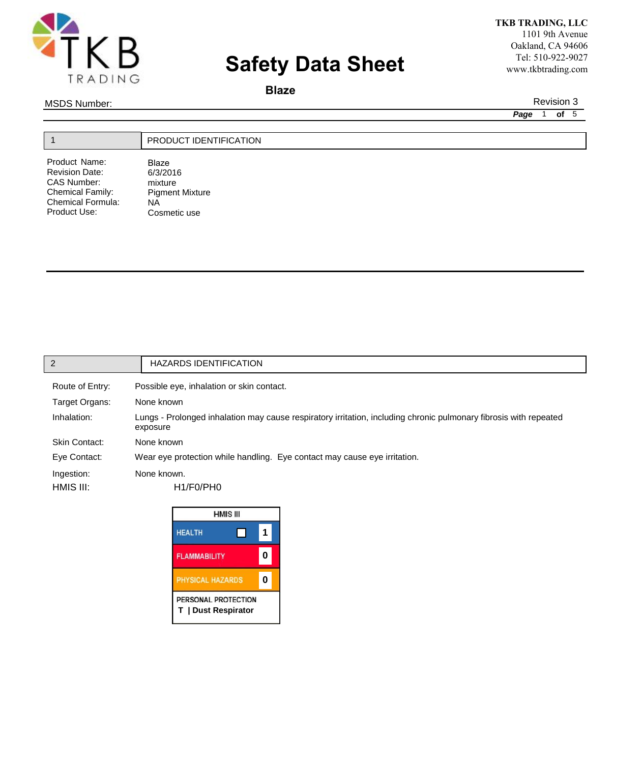TKB TRADING, LLC
1101 9th Avenue
Oakland, CA 94606
Tel: 510-922-9027
www.tkbtrading.com

# Safety Data Sheet

## Blaze

MSDS Number:

Revision 3

## 1 PRODUCT IDENTIFICATION

| | |
|---|---|
| Product Name: | Blaze |
| Revision Date: | 6/3/2016 |
| CAS Number: | mixture |
| Chemical Family: | Pigment Mixture |
| Chemical Formula: | NA |
| Product Use: | Cosmetic use |

## 2 HAZARDS IDENTIFICATION

| | |
|---|---|
| Route of Entry: | Possible eye, inhalation or skin contact. |
| Target Organs: | None known |
| Inhalation: | Lungs - Prolonged inhalation may cause respiratory irritation, including chronic pulmonary fibrosis with repeated exposure |
| Skin Contact: | None known |
| Eye Contact: | Wear eye protection while handling. Eye contact may cause eye irritation. |
| Ingestion: | None known. |
| HMIS III: | H1/F0/PH0 |

| HMIS III | |
|---|---|
| HEALTH | 1 |
| FLAMMABILITY | 0 |
| PHYSICAL HAZARDS | 0 |
| PERSONAL PROTECTION | T \| Dust Respirator |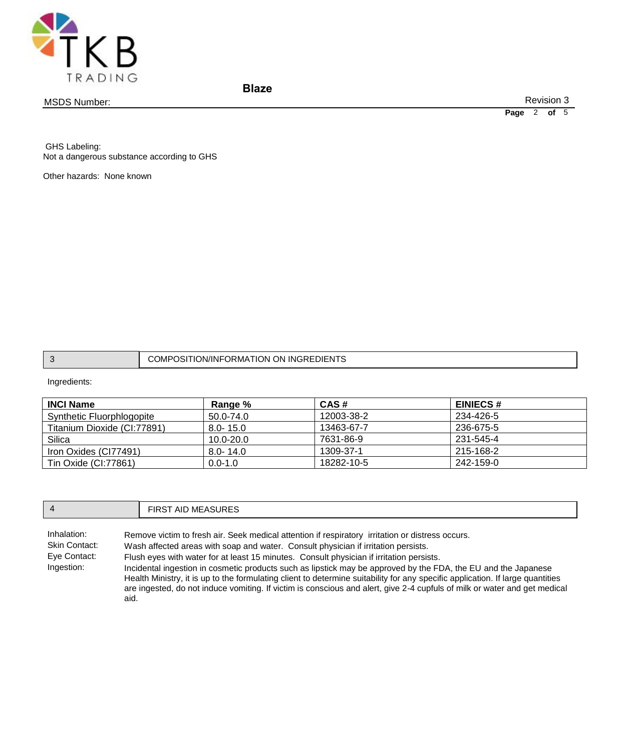GHS Labeling:
Not a dangerous substance according to GHS

Other hazards: None known

## 3 COMPOSITION/INFORMATION ON INGREDIENTS

Ingredients:

| INCI Name | Range % | CAS # | EINIECS # |
|---|---|---|---|
| Synthetic Fluorphlogopite | 50.0-74.0 | 12003-38-2 | 234-426-5 |
| Titanium Dioxide (CI:77891) | 8.0- 15.0 | 13463-67-7 | 236-675-5 |
| Silica | 10.0-20.0 | 7631-86-9 | 231-545-4 |
| Iron Oxides (CI77491) | 8.0- 14.0 | 1309-37-1 | 215-168-2 |
| Tin Oxide (CI:77861) | 0.0-1.0 | 18282-10-5 | 242-159-0 |

## 4 FIRST AID MEASURES

Inhalation: Remove victim to fresh air. Seek medical attention if respiratory irritation or distress occurs.

Skin Contact: Wash affected areas with soap and water. Consult physician if irritation persists.

Eye Contact: Flush eyes with water for at least 15 minutes. Consult physician if irritation persists.

Ingestion: Incidental ingestion in cosmetic products such as lipstick may be approved by the FDA, the EU and the Japanese Health Ministry, it is up to the formulating client to determine suitability for any specific application. If large quantities are ingested, do not induce vomiting. If victim is conscious and alert, give 2-4 cupfuls of milk or water and get medical aid.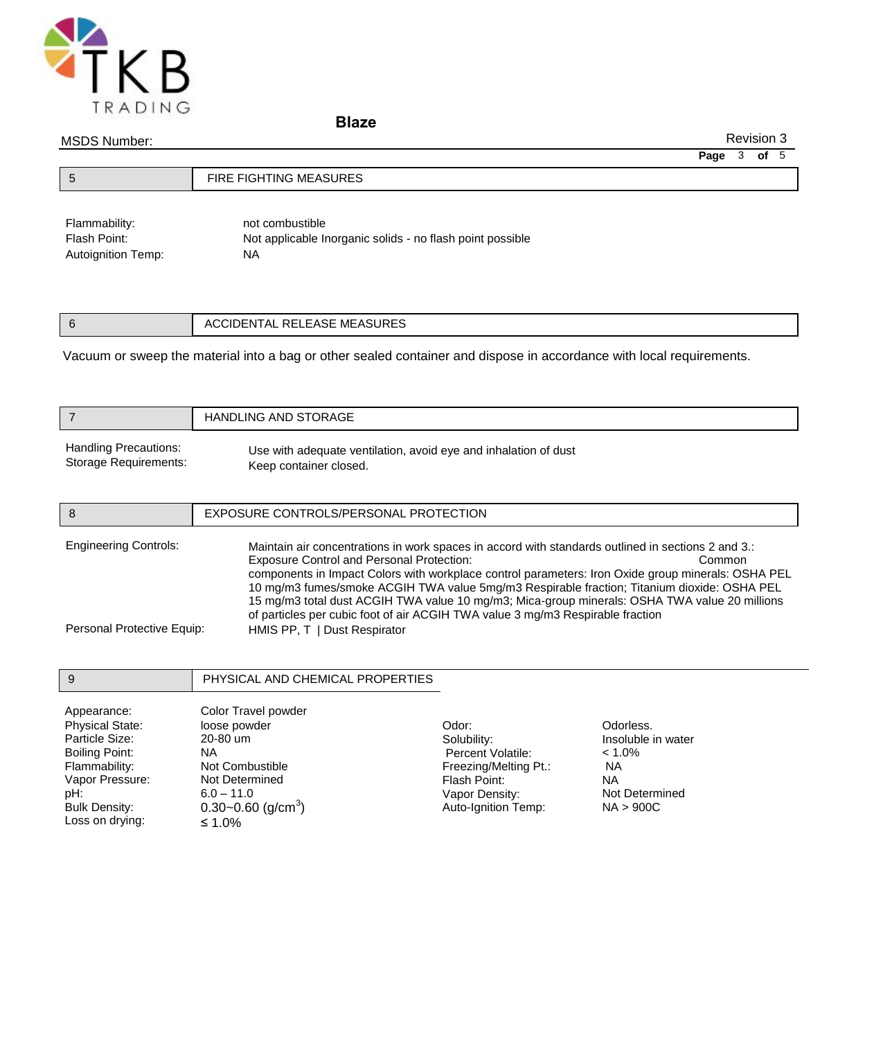## 5 FIRE FIGHTING MEASURES

| | |
|---|---|
| Flammability: | not combustible |
| Flash Point: | Not applicable Inorganic solids - no flash point possible |
| Autoignition Temp: | NA |

## 6 ACCIDENTAL RELEASE MEASURES

Vacuum or sweep the material into a bag or other sealed container and dispose in accordance with local requirements.

## 7 HANDLING AND STORAGE

| | |
|---|---|
| Handling Precautions: | Use with adequate ventilation, avoid eye and inhalation of dust |
| Storage Requirements: | Keep container closed. |

## 8 EXPOSURE CONTROLS/PERSONAL PROTECTION

| | |
|---|---|
| Engineering Controls: | Maintain air concentrations in work spaces in accord with standards outlined in sections 2 and 3.: Exposure Control and Personal Protection: Common components in Impact Colors with workplace control parameters: Iron Oxide group minerals: OSHA PEL 10 mg/m3 fumes/smoke ACGIH TWA value 5mg/m3 Respirable fraction; Titanium dioxide: OSHA PEL 15 mg/m3 total dust ACGIH TWA value 10 mg/m3; Mica-group minerals: OSHA TWA value 20 millions of particles per cubic foot of air ACGIH TWA value 3 mg/m3 Respirable fraction |
| Personal Protective Equip: | HMIS PP, T \| Dust Respirator |

## 9 PHYSICAL AND CHEMICAL PROPERTIES

| | | | |
|---|---|---|---|
| Appearance: | Color Travel powder | | |
| Physical State: | loose powder | Odor: | Odorless. |
| Particle Size: | 20-80 um | Solubility: | Insoluble in water |
| Boiling Point: | NA | Percent Volatile: | < 1.0% |
| Flammability: | Not Combustible | Freezing/Melting Pt.: | NA |
| Vapor Pressure: | Not Determined | Flash Point: | NA |
| pH: | 6.0 – 11.0 | Vapor Density: | Not Determined |
| Bulk Density: | 0.30~0.60 (g/cm$^3$) | Auto-Ignition Temp: | NA > 900C |
| Loss on drying: | ≤ 1.0% | | |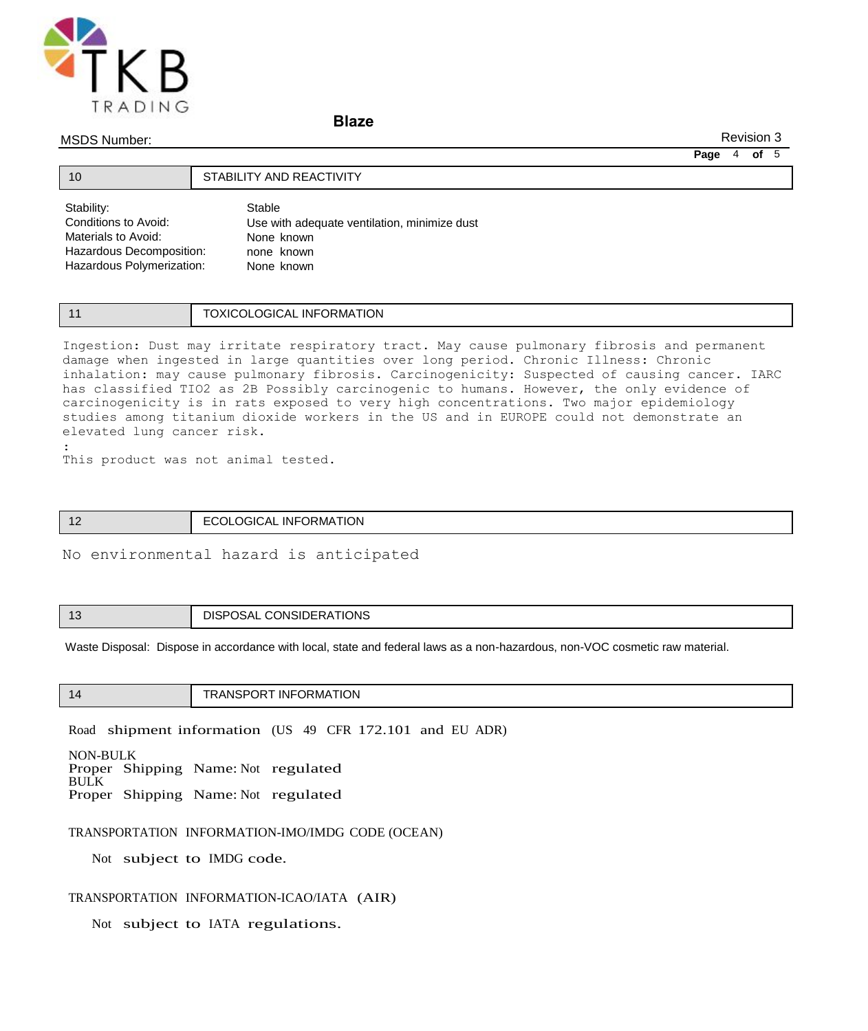## 10 STABILITY AND REACTIVITY

| | |
|---|---|
| Stability: | Stable |
| Conditions to Avoid: | Use with adequate ventilation, minimize dust |
| Materials to Avoid: | None known |
| Hazardous Decomposition: | none known |
| Hazardous Polymerization: | None known |

## 11 TOXICOLOGICAL INFORMATION

Ingestion: Dust may irritate respiratory tract. May cause pulmonary fibrosis and permanent damage when ingested in large quantities over long period. Chronic Illness: Chronic inhalation: may cause pulmonary fibrosis. Carcinogenicity: Suspected of causing cancer. IARC has classified TIO2 as 2B Possibly carcinogenic to humans. However, the only evidence of carcinogenicity is in rats exposed to very high concentrations. Two major epidemiology studies among titanium dioxide workers in the US and in EUROPE could not demonstrate an elevated lung cancer risk.

:

This product was not animal tested.

## 12 ECOLOGICAL INFORMATION

No environmental hazard is anticipated

## 13 DISPOSAL CONSIDERATIONS

Waste Disposal: Dispose in accordance with local, state and federal laws as a non-hazardous, non-VOC cosmetic raw material.

## 14 TRANSPORT INFORMATION

Road shipment information (US 49 CFR 172.101 and EU ADR)

NON-BULK
Proper Shipping Name: Not regulated
BULK
Proper Shipping Name: Not regulated

TRANSPORTATION INFORMATION-IMO/IMDG CODE (OCEAN)

Not subject to IMDG code.

TRANSPORTATION INFORMATION-ICAO/IATA (AIR)

Not subject to IATA regulations.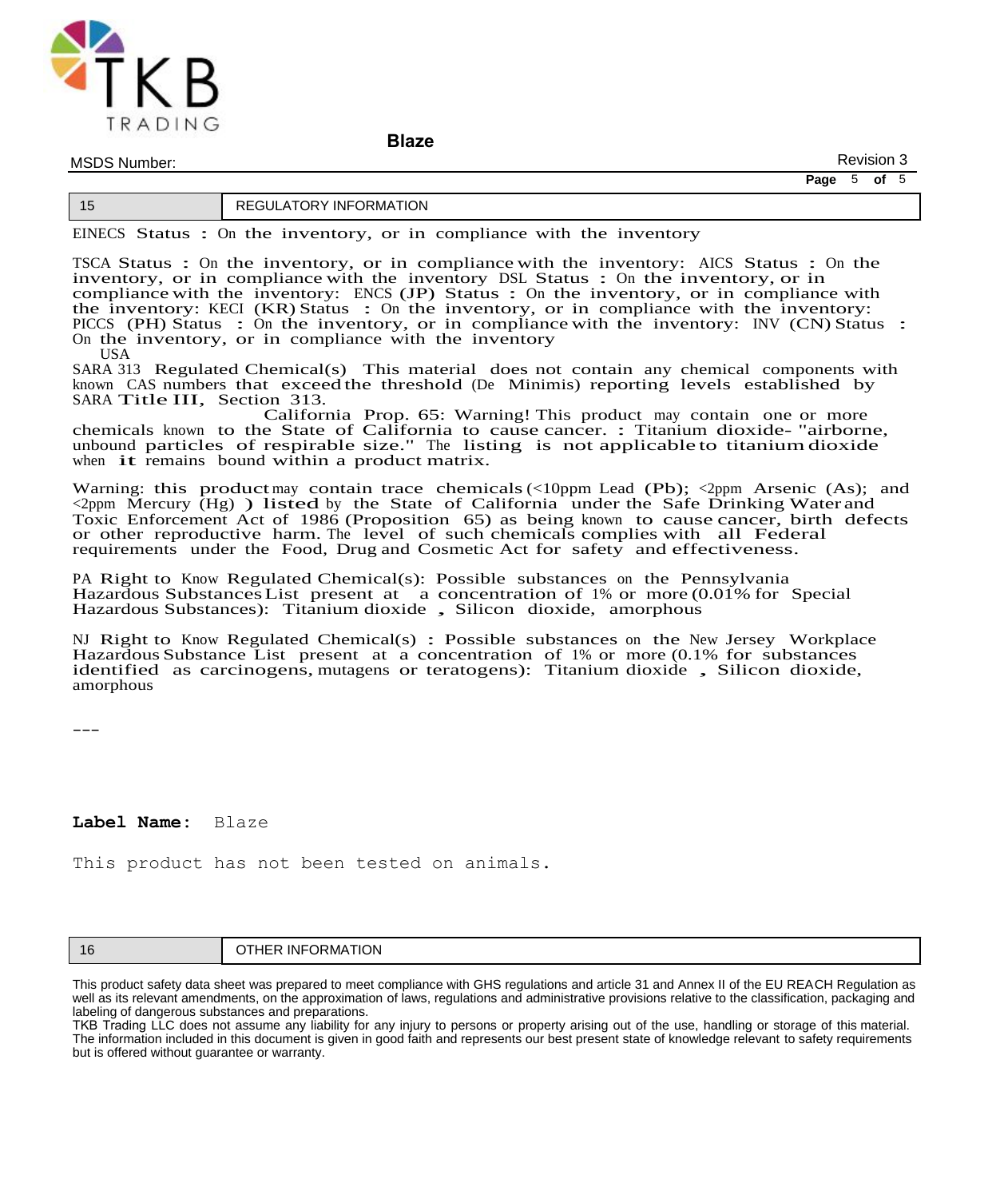**Blaze**

MSDS Number: Revision 3

## 15 REGULATORY INFORMATION

EINECS Status : On the inventory, or in compliance with the inventory

TSCA Status : On the inventory, or in compliance with the inventory: AICS Status : On the inventory, or in compliance with the inventory DSL Status : On the inventory, or in compliance with the inventory: ENCS (JP) Status : On the inventory, or in compliance with the inventory: KECI (KR) Status : On the inventory, or in compliance with the inventory: PICCS (PH) Status : On the inventory, or in compliance with the inventory: INV (CN) Status : On the inventory, or in compliance with the inventory

USA

SARA 313 Regulated Chemical(s) This material does not contain any chemical components with known CAS numbers that exceed the threshold (De Minimis) reporting levels established by SARA Title III, Section 313.

California Prop. 65: Warning! This product may contain one or more chemicals known to the State of California to cause cancer. : Titanium dioxide- "airborne, unbound particles of respirable size." The listing is not applicable to titanium dioxide when it remains bound within a product matrix.

Warning: this product may contain trace chemicals (<10ppm Lead (Pb); <2ppm Arsenic (As); and <2ppm Mercury (Hg) ) listed by the State of California under the Safe Drinking Water and Toxic Enforcement Act of 1986 (Proposition 65) as being known to cause cancer, birth defects or other reproductive harm. The level of such chemicals complies with all Federal requirements under the Food, Drug and Cosmetic Act for safety and effectiveness.

PA Right to Know Regulated Chemical(s): Possible substances on the Pennsylvania Hazardous Substances List present at a concentration of 1% or more (0.01% for Special Hazardous Substances): Titanium dioxide , Silicon dioxide, amorphous

NJ Right to Know Regulated Chemical(s) : Possible substances on the New Jersey Workplace Hazardous Substance List present at a concentration of 1% or more (0.1% for substances identified as carcinogens, mutagens or teratogens): Titanium dioxide , Silicon dioxide, amorphous

---

**Label Name:** Blaze

This product has not been tested on animals.

## 16 OTHER INFORMATION

This product safety data sheet was prepared to meet compliance with GHS regulations and article 31 and Annex II of the EU REACH Regulation as well as its relevant amendments, on the approximation of laws, regulations and administrative provisions relative to the classification, packaging and labeling of dangerous substances and preparations.
TKB Trading LLC does not assume any liability for any injury to persons or property arising out of the use, handling or storage of this material. The information included in this document is given in good faith and represents our best present state of knowledge relevant to safety requirements but is offered without guarantee or warranty.